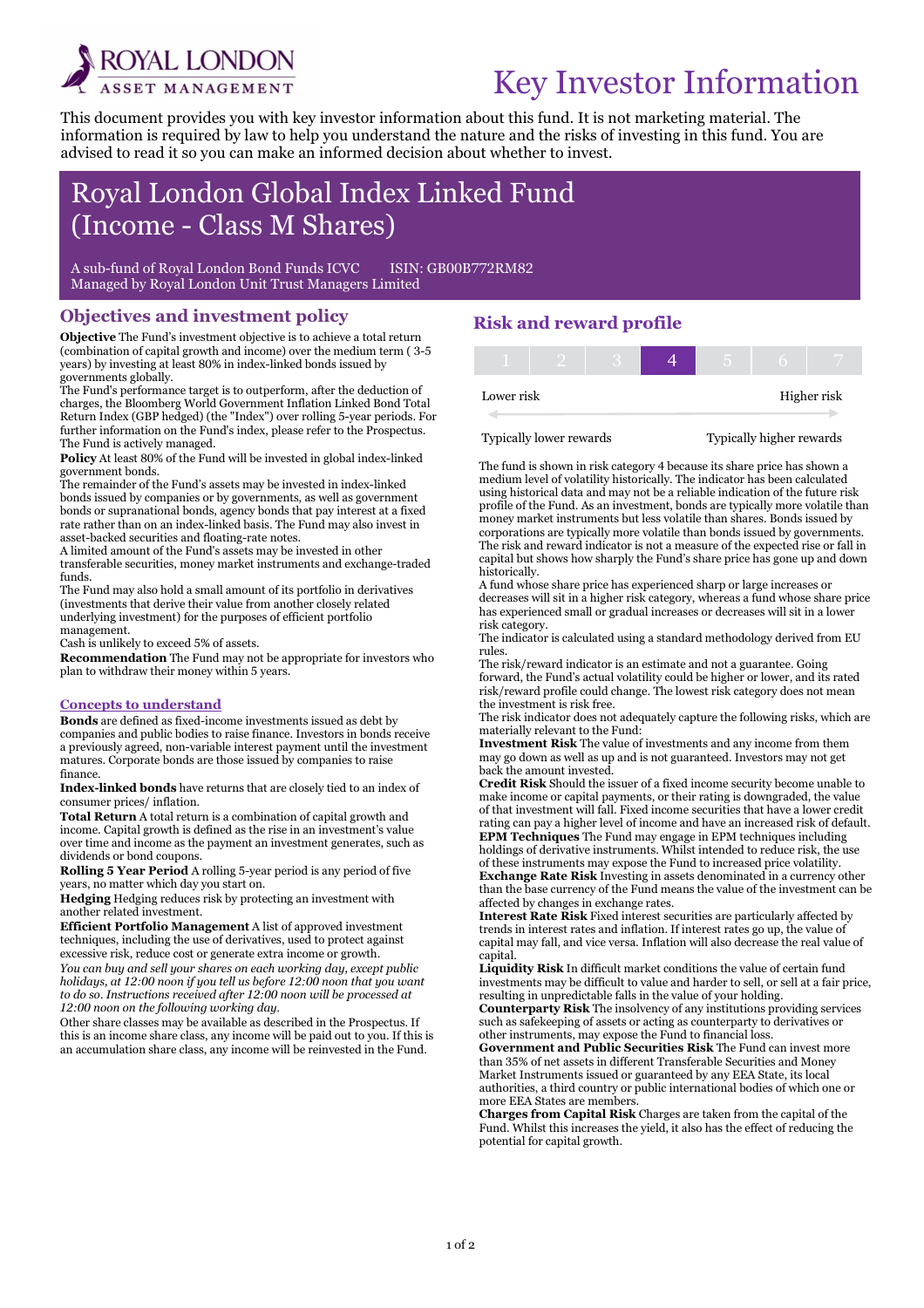# Key Investor Information

This document provides you with key investor information about this fund. It is not marketing material. The information is required by law to help you understand the nature and the risks of investing in this fund. You are advised to read it so you can make an informed decision about whether to invest.

## Royal London Global Index Linked Fund (Income - Class M Shares)

A sub-fund of Royal London Bond Funds ICVC ISIN: GB00B772RM82
Managed by Royal London Unit Trust Managers Limited

## Objectives and investment policy

**Objective** The Fund's investment objective is to achieve a total return (combination of capital growth and income) over the medium term ( 3-5 years) by investing at least 80% in index-linked bonds issued by governments globally.

The Fund's performance target is to outperform, after the deduction of charges, the Bloomberg World Government Inflation Linked Bond Total Return Index (GBP hedged) (the "Index") over rolling 5-year periods. For further information on the Fund's index, please refer to the Prospectus.

The Fund is actively managed.

**Policy** At least 80% of the Fund will be invested in global index-linked government bonds.

The remainder of the Fund's assets may be invested in index-linked bonds issued by companies or by governments, as well as government bonds or supranational bonds, agency bonds that pay interest at a fixed rate rather than on an index-linked basis. The Fund may also invest in asset-backed securities and floating-rate notes.

A limited amount of the Fund's assets may be invested in other transferable securities, money market instruments and exchange-traded funds.

The Fund may also hold a small amount of its portfolio in derivatives (investments that derive their value from another closely related underlying investment) for the purposes of efficient portfolio management.

Cash is unlikely to exceed 5% of assets.

**Recommendation** The Fund may not be appropriate for investors who plan to withdraw their money within 5 years.

### Concepts to understand

**Bonds** are defined as fixed-income investments issued as debt by companies and public bodies to raise finance. Investors in bonds receive a previously agreed, non-variable interest payment until the investment matures. Corporate bonds are those issued by companies to raise finance.

**Index-linked bonds** have returns that are closely tied to an index of consumer prices/ inflation.

**Total Return** A total return is a combination of capital growth and income. Capital growth is defined as the rise in an investment's value over time and income as the payment an investment generates, such as dividends or bond coupons.

**Rolling 5 Year Period** A rolling 5-year period is any period of five years, no matter which day you start on.

**Hedging** Hedging reduces risk by protecting an investment with another related investment.

**Efficient Portfolio Management** A list of approved investment techniques, including the use of derivatives, used to protect against excessive risk, reduce cost or generate extra income or growth.

*You can buy and sell your shares on each working day, except public holidays, at 12:00 noon if you tell us before 12:00 noon that you want to do so. Instructions received after 12:00 noon will be processed at 12:00 noon on the following working day.*

Other share classes may be available as described in the Prospectus. If this is an income share class, any income will be paid out to you. If this is an accumulation share class, any income will be reinvested in the Fund.

## Risk and reward profile

| 1 | 2 | 3 | **4** | 5 | 6 | 7 |
|---|---|---|---|---|---|---|

Lower risk — Higher risk

Typically lower rewards — Typically higher rewards

The fund is shown in risk category 4 because its share price has shown a medium level of volatility historically. The indicator has been calculated using historical data and may not be a reliable indication of the future risk profile of the Fund. As an investment, bonds are typically more volatile than money market instruments but less volatile than shares. Bonds issued by corporations are typically more volatile than bonds issued by governments. The risk and reward indicator is not a measure of the expected rise or fall in capital but shows how sharply the Fund's share price has gone up and down historically.

A fund whose share price has experienced sharp or large increases or decreases will sit in a higher risk category, whereas a fund whose share price has experienced small or gradual increases or decreases will sit in a lower risk category.

The indicator is calculated using a standard methodology derived from EU rules.

The risk/reward indicator is an estimate and not a guarantee. Going forward, the Fund's actual volatility could be higher or lower, and its rated risk/reward profile could change. The lowest risk category does not mean the investment is risk free.

The risk indicator does not adequately capture the following risks, which are materially relevant to the Fund:

**Investment Risk** The value of investments and any income from them may go down as well as up and is not guaranteed. Investors may not get back the amount invested.

**Credit Risk** Should the issuer of a fixed income security become unable to make income or capital payments, or their rating is downgraded, the value of that investment will fall. Fixed income securities that have a lower credit rating can pay a higher level of income and have an increased risk of default.

**EPM Techniques** The Fund may engage in EPM techniques including holdings of derivative instruments. Whilst intended to reduce risk, the use of these instruments may expose the Fund to increased price volatility.

**Exchange Rate Risk** Investing in assets denominated in a currency other than the base currency of the Fund means the value of the investment can be affected by changes in exchange rates.

**Interest Rate Risk** Fixed interest securities are particularly affected by trends in interest rates and inflation. If interest rates go up, the value of capital may fall, and vice versa. Inflation will also decrease the real value of capital.

**Liquidity Risk** In difficult market conditions the value of certain fund investments may be difficult to value and harder to sell, or sell at a fair price, resulting in unpredictable falls in the value of your holding.

**Counterparty Risk** The insolvency of any institutions providing services such as safekeeping of assets or acting as counterparty to derivatives or other instruments, may expose the Fund to financial loss.

**Government and Public Securities Risk** The Fund can invest more than 35% of net assets in different Transferable Securities and Money Market Instruments issued or guaranteed by any EEA State, its local authorities, a third country or public international bodies of which one or more EEA States are members.

**Charges from Capital Risk** Charges are taken from the capital of the Fund. Whilst this increases the yield, it also has the effect of reducing the potential for capital growth.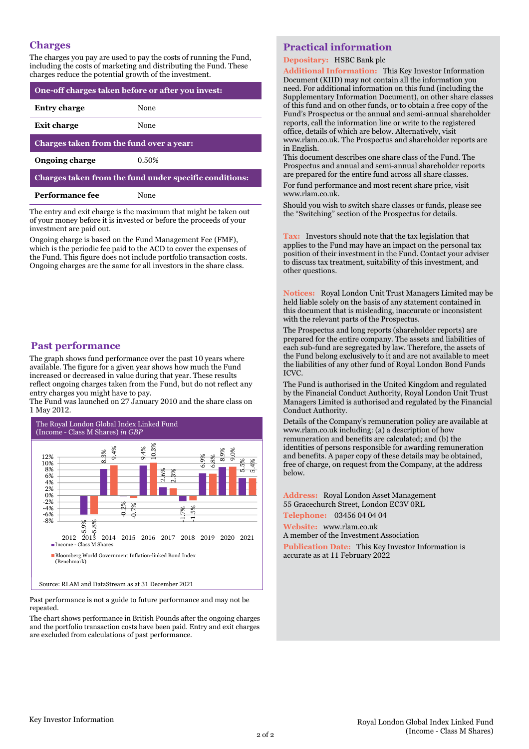## Charges

The charges you pay are used to pay the costs of running the Fund, including the costs of marketing and distributing the Fund. These charges reduce the potential growth of the investment.

| One-off charges taken before or after you invest: | |
|---|---|
| **Entry charge** | None |
| **Exit charge** | None |
| **Charges taken from the fund over a year:** | |
| **Ongoing charge** | 0.50% |
| **Charges taken from the fund under specific conditions:** | |
| **Performance fee** | None |

The entry and exit charge is the maximum that might be taken out of your money before it is invested or before the proceeds of your investment are paid out.

Ongoing charge is based on the Fund Management Fee (FMF), which is the periodic fee paid to the ACD to cover the expenses of the Fund. This figure does not include portfolio transaction costs. Ongoing charges are the same for all investors in the share class.

## Past performance

The graph shows fund performance over the past 10 years where available. The figure for a given year shows how much the Fund increased or decreased in value during that year. These results reflect ongoing charges taken from the Fund, but do not reflect any entry charges you might have to pay.

The Fund was launched on 27 January 2010 and the share class on 1 May 2012.

The Royal London Global Index Linked Fund (Income - Class M Shares) *in GBP*

12%
10%
8%
6%
4%
2%
0%
-2%
-4%
-6%
-8%

-5.9% -5.8% 8.3% 9.4% -0.2% -0.7% 9.4% 10.3% 2.6% 2.3% -1.7% -1.5% 6.9% 6.8% 8.9% 9.0% 5.5% 5.4%

2012 2013 2014 2015 2016 2017 2018 2019 2020 2021

Income - Class M Shares

Bloomberg World Government Inflation-linked Bond Index (Benchmark)

Source: RLAM and DataStream as at 31 December 2021

Past performance is not a guide to future performance and may not be repeated.

The chart shows performance in British Pounds after the ongoing charges and the portfolio transaction costs have been paid. Entry and exit charges are excluded from calculations of past performance.

## Practical information

**Depositary:** HSBC Bank plc

**Additional Information:** This Key Investor Information Document (KIID) may not contain all the information you need. For additional information on this fund (including the Supplementary Information Document), on other share classes of this fund and on other funds, or to obtain a free copy of the Fund's Prospectus or the annual and semi-annual shareholder reports, call the information line or write to the registered office, details of which are below. Alternatively, visit www.rlam.co.uk. The Prospectus and shareholder reports are in English.

This document describes one share class of the Fund. The Prospectus and annual and semi-annual shareholder reports are prepared for the entire fund across all share classes.

For fund performance and most recent share price, visit www.rlam.co.uk.

Should you wish to switch share classes or funds, please see the "Switching" section of the Prospectus for details.

**Tax:** Investors should note that the tax legislation that applies to the Fund may have an impact on the personal tax position of their investment in the Fund. Contact your adviser to discuss tax treatment, suitability of this investment, and other questions.

**Notices:** Royal London Unit Trust Managers Limited may be held liable solely on the basis of any statement contained in this document that is misleading, inaccurate or inconsistent with the relevant parts of the Prospectus.

The Prospectus and long reports (shareholder reports) are prepared for the entire company. The assets and liabilities of each sub-fund are segregated by law. Therefore, the assets of the Fund belong exclusively to it and are not available to meet the liabilities of any other fund of Royal London Bond Funds ICVC.

The Fund is authorised in the United Kingdom and regulated by the Financial Conduct Authority, Royal London Unit Trust Managers Limited is authorised and regulated by the Financial Conduct Authority.

Details of the Company's remuneration policy are available at www.rlam.co.uk including: (a) a description of how remuneration and benefits are calculated; and (b) the identities of persons responsible for awarding remuneration and benefits. A paper copy of these details may be obtained, free of charge, on request from the Company, at the address below.

**Address:** Royal London Asset Management
55 Gracechurch Street, London EC3V 0RL

**Telephone:** 03456 04 04 04

**Website:** www.rlam.co.uk
A member of the Investment Association

**Publication Date:** This Key Investor Information is accurate as at 11 February 2022